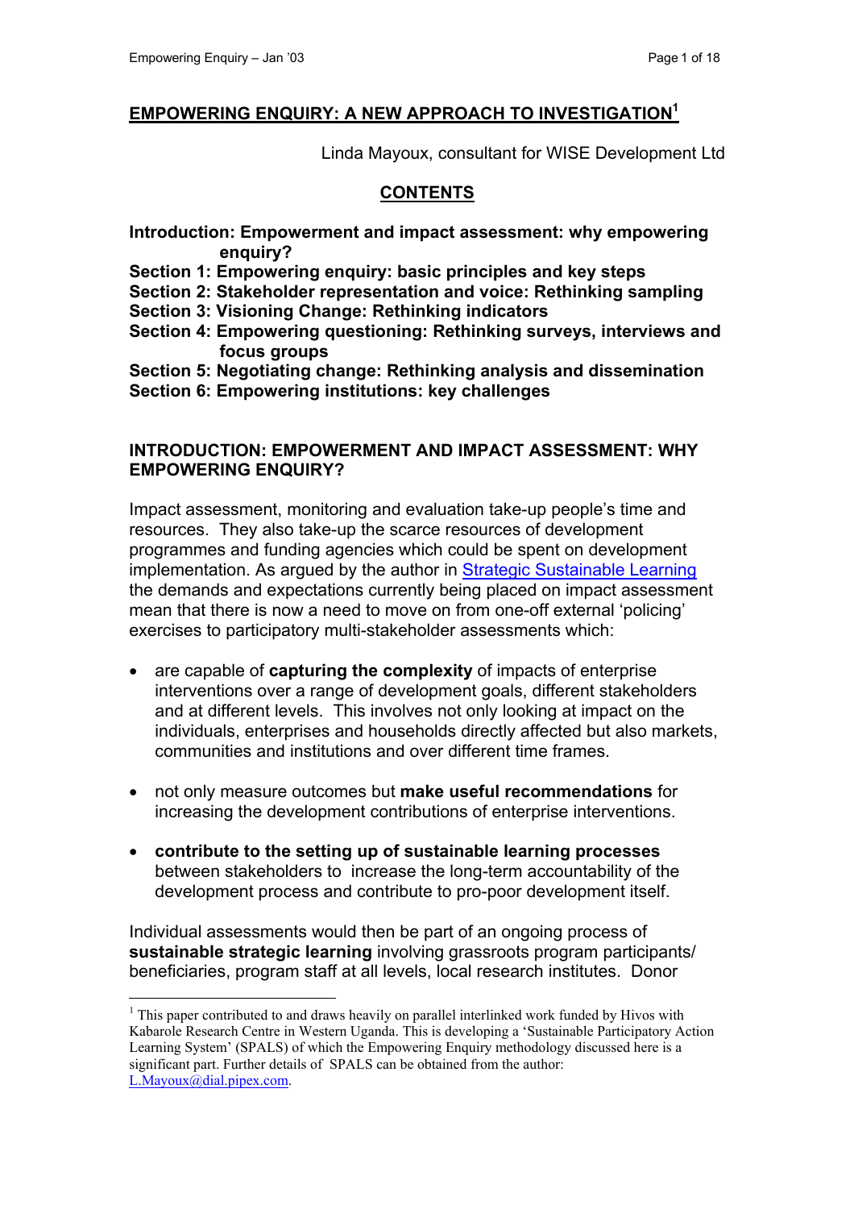# EMPOWERING ENQUIRY: A NEW APPROACH TO INVESTIGATION[1]

Linda Mayoux, consultant for WISE Development Ltd

## CONTENTS

**Introduction: Empowerment and impact assessment: why empowering enquiry?**
**Section 1: Empowering enquiry: basic principles and key steps**
**Section 2: Stakeholder representation and voice: Rethinking sampling**
**Section 3: Visioning Change: Rethinking indicators**
**Section 4: Empowering questioning: Rethinking surveys, interviews and focus groups**
**Section 5: Negotiating change: Rethinking analysis and dissemination**
**Section 6: Empowering institutions: key challenges**

## INTRODUCTION: EMPOWERMENT AND IMPACT ASSESSMENT: WHY EMPOWERING ENQUIRY?

Impact assessment, monitoring and evaluation take-up people's time and resources. They also take-up the scarce resources of development programmes and funding agencies which could be spent on development implementation. As argued by the author in Strategic Sustainable Learning the demands and expectations currently being placed on impact assessment mean that there is now a need to move on from one-off external 'policing' exercises to participatory multi-stakeholder assessments which:

- are capable of **capturing the complexity** of impacts of enterprise interventions over a range of development goals, different stakeholders and at different levels. This involves not only looking at impact on the individuals, enterprises and households directly affected but also markets, communities and institutions and over different time frames.

- not only measure outcomes but **make useful recommendations** for increasing the development contributions of enterprise interventions.

- **contribute to the setting up of sustainable learning processes** between stakeholders to increase the long-term accountability of the development process and contribute to pro-poor development itself.

Individual assessments would then be part of an ongoing process of **sustainable strategic learning** involving grassroots program participants/ beneficiaries, program staff at all levels, local research institutes. Donor

[1] This paper contributed to and draws heavily on parallel interlinked work funded by Hivos with Kabarole Research Centre in Western Uganda. This is developing a 'Sustainable Participatory Action Learning System' (SPALS) of which the Empowering Enquiry methodology discussed here is a significant part. Further details of SPALS can be obtained from the author: L.Mayoux@dial.pipex.com.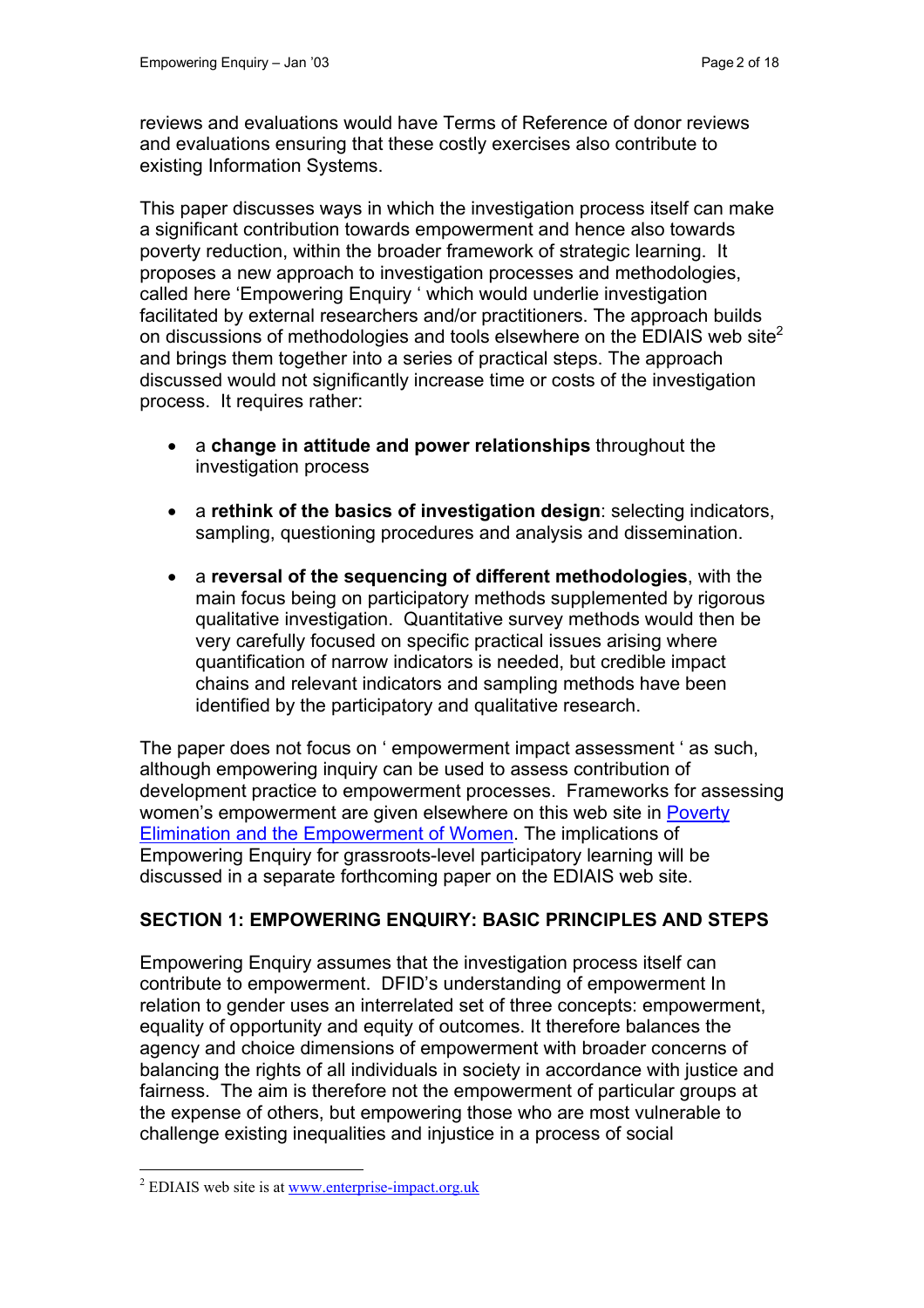reviews and evaluations would have Terms of Reference of donor reviews and evaluations ensuring that these costly exercises also contribute to existing Information Systems.

This paper discusses ways in which the investigation process itself can make a significant contribution towards empowerment and hence also towards poverty reduction, within the broader framework of strategic learning. It proposes a new approach to investigation processes and methodologies, called here 'Empowering Enquiry ' which would underlie investigation facilitated by external researchers and/or practitioners. The approach builds on discussions of methodologies and tools elsewhere on the EDIAIS web site[2] and brings them together into a series of practical steps. The approach discussed would not significantly increase time or costs of the investigation process. It requires rather:

- a **change in attitude and power relationships** throughout the investigation process
- a **rethink of the basics of investigation design**: selecting indicators, sampling, questioning procedures and analysis and dissemination.
- a **reversal of the sequencing of different methodologies**, with the main focus being on participatory methods supplemented by rigorous qualitative investigation. Quantitative survey methods would then be very carefully focused on specific practical issues arising where quantification of narrow indicators is needed, but credible impact chains and relevant indicators and sampling methods have been identified by the participatory and qualitative research.

The paper does not focus on ' empowerment impact assessment ' as such, although empowering inquiry can be used to assess contribution of development practice to empowerment processes. Frameworks for assessing women's empowerment are given elsewhere on this web site in Poverty Elimination and the Empowerment of Women. The implications of Empowering Enquiry for grassroots-level participatory learning will be discussed in a separate forthcoming paper on the EDIAIS web site.

## SECTION 1: EMPOWERING ENQUIRY: BASIC PRINCIPLES AND STEPS

Empowering Enquiry assumes that the investigation process itself can contribute to empowerment. DFID's understanding of empowerment In relation to gender uses an interrelated set of three concepts: empowerment, equality of opportunity and equity of outcomes. It therefore balances the agency and choice dimensions of empowerment with broader concerns of balancing the rights of all individuals in society in accordance with justice and fairness. The aim is therefore not the empowerment of particular groups at the expense of others, but empowering those who are most vulnerable to challenge existing inequalities and injustice in a process of social

---

[2] EDIAIS web site is at www.enterprise-impact.org.uk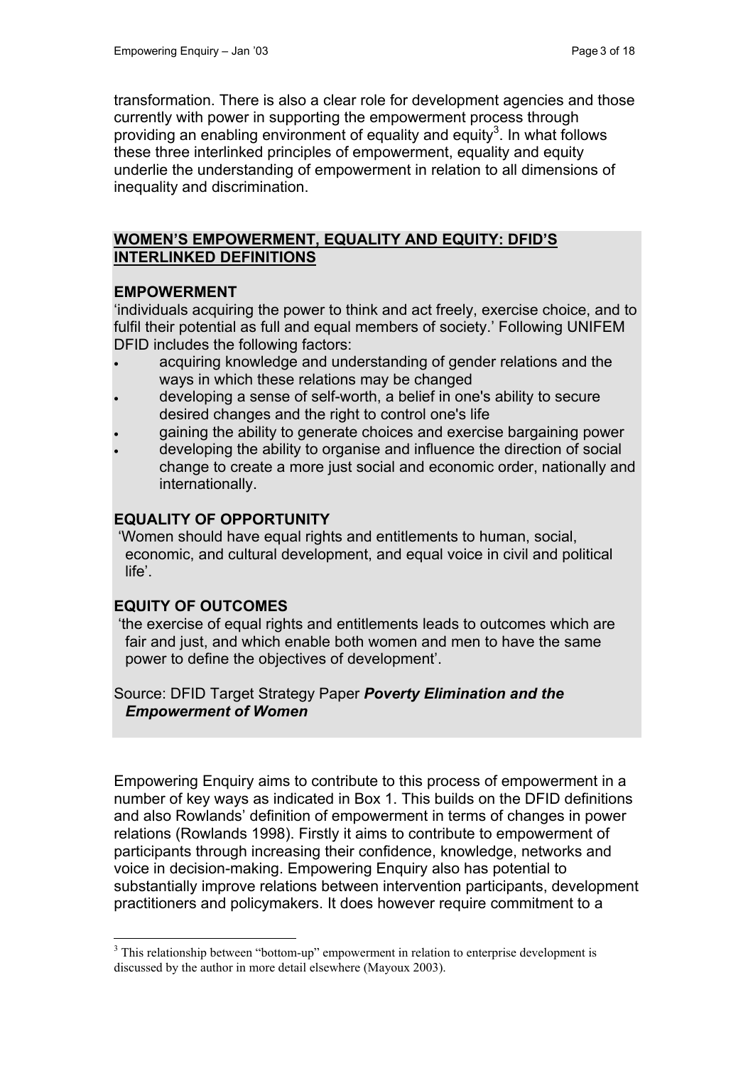transformation. There is also a clear role for development agencies and those currently with power in supporting the empowerment process through providing an enabling environment of equality and equity[3]. In what follows these three interlinked principles of empowerment, equality and equity underlie the understanding of empowerment in relation to all dimensions of inequality and discrimination.

## WOMEN'S EMPOWERMENT, EQUALITY AND EQUITY: DFID'S INTERLINKED DEFINITIONS

### EMPOWERMENT

'individuals acquiring the power to think and act freely, exercise choice, and to fulfil their potential as full and equal members of society.' Following UNIFEM DFID includes the following factors:

- acquiring knowledge and understanding of gender relations and the ways in which these relations may be changed
- developing a sense of self-worth, a belief in one's ability to secure desired changes and the right to control one's life
- gaining the ability to generate choices and exercise bargaining power
- developing the ability to organise and influence the direction of social change to create a more just social and economic order, nationally and internationally.

### EQUALITY OF OPPORTUNITY

'Women should have equal rights and entitlements to human, social, economic, and cultural development, and equal voice in civil and political life'.

### EQUITY OF OUTCOMES

'the exercise of equal rights and entitlements leads to outcomes which are fair and just, and which enable both women and men to have the same power to define the objectives of development'.

Source: DFID Target Strategy Paper ***Poverty Elimination and the Empowerment of Women***

Empowering Enquiry aims to contribute to this process of empowerment in a number of key ways as indicated in Box 1. This builds on the DFID definitions and also Rowlands' definition of empowerment in terms of changes in power relations (Rowlands 1998). Firstly it aims to contribute to empowerment of participants through increasing their confidence, knowledge, networks and voice in decision-making. Empowering Enquiry also has potential to substantially improve relations between intervention participants, development practitioners and policymakers. It does however require commitment to a

[3] This relationship between "bottom-up" empowerment in relation to enterprise development is discussed by the author in more detail elsewhere (Mayoux 2003).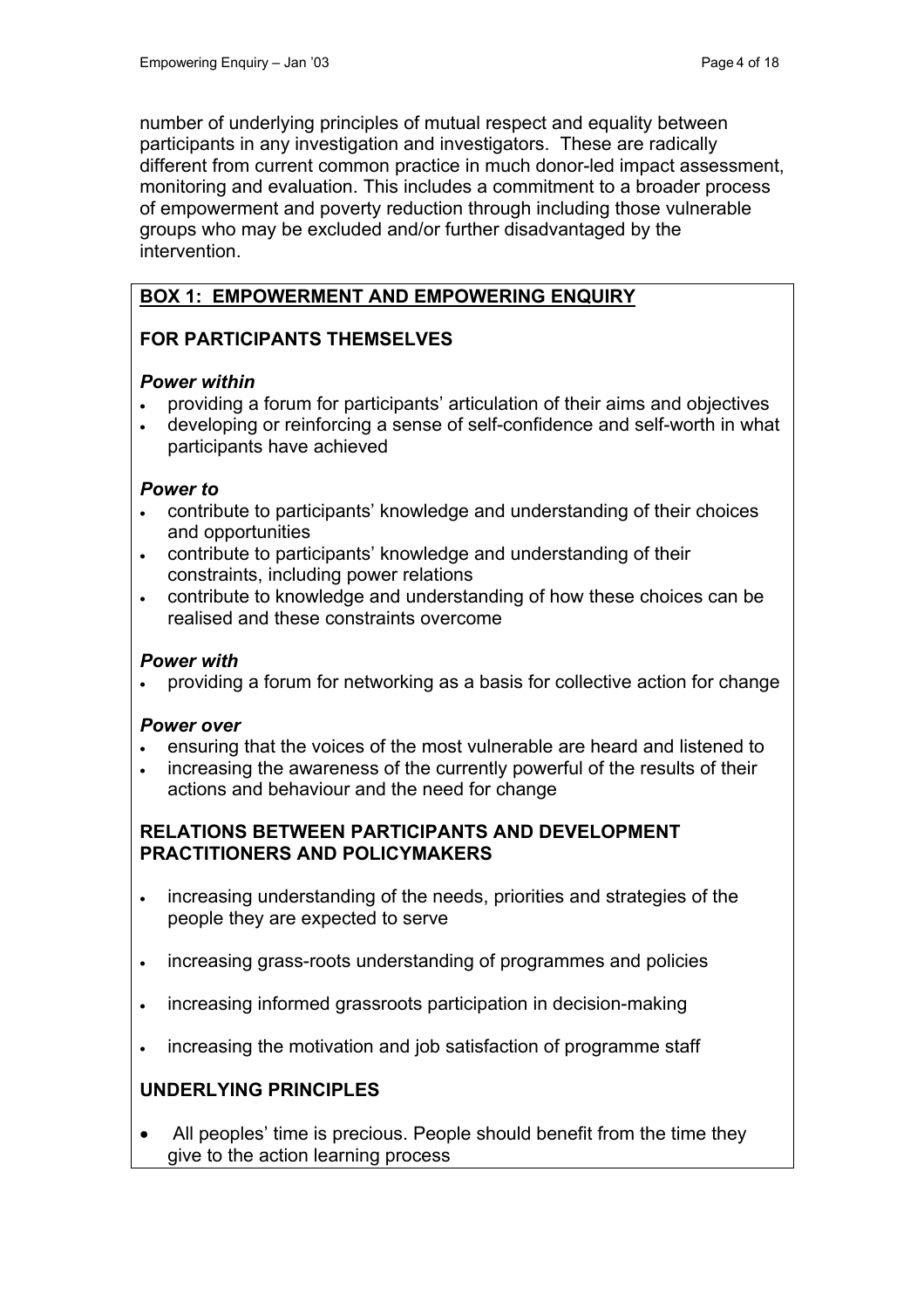number of underlying principles of mutual respect and equality between participants in any investigation and investigators. These are radically different from current common practice in much donor-led impact assessment, monitoring and evaluation. This includes a commitment to a broader process of empowerment and poverty reduction through including those vulnerable groups who may be excluded and/or further disadvantaged by the intervention.

**BOX 1: EMPOWERMENT AND EMPOWERING ENQUIRY**

**FOR PARTICIPANTS THEMSELVES**

***Power within***

- providing a forum for participants' articulation of their aims and objectives
- developing or reinforcing a sense of self-confidence and self-worth in what participants have achieved

***Power to***

- contribute to participants' knowledge and understanding of their choices and opportunities
- contribute to participants' knowledge and understanding of their constraints, including power relations
- contribute to knowledge and understanding of how these choices can be realised and these constraints overcome

***Power with***

- providing a forum for networking as a basis for collective action for change

***Power over***

- ensuring that the voices of the most vulnerable are heard and listened to
- increasing the awareness of the currently powerful of the results of their actions and behaviour and the need for change

**RELATIONS BETWEEN PARTICIPANTS AND DEVELOPMENT PRACTITIONERS AND POLICYMAKERS**

- increasing understanding of the needs, priorities and strategies of the people they are expected to serve
- increasing grass-roots understanding of programmes and policies
- increasing informed grassroots participation in decision-making
- increasing the motivation and job satisfaction of programme staff

**UNDERLYING PRINCIPLES**

- All peoples' time is precious. People should benefit from the time they give to the action learning process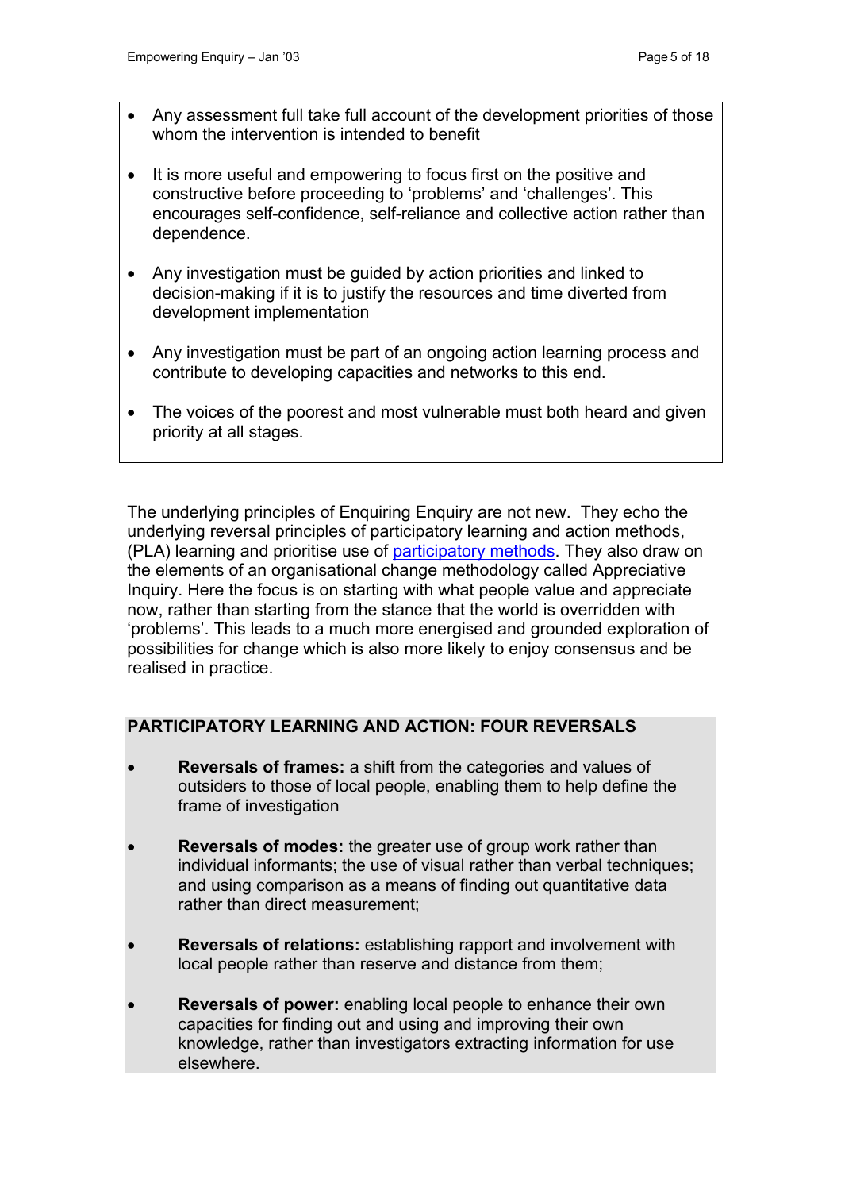- Any assessment full take full account of the development priorities of those whom the intervention is intended to benefit

- It is more useful and empowering to focus first on the positive and constructive before proceeding to 'problems' and 'challenges'. This encourages self-confidence, self-reliance and collective action rather than dependence.

- Any investigation must be guided by action priorities and linked to decision-making if it is to justify the resources and time diverted from development implementation

- Any investigation must be part of an ongoing action learning process and contribute to developing capacities and networks to this end.

- The voices of the poorest and most vulnerable must both heard and given priority at all stages.

The underlying principles of Enquiring Enquiry are not new. They echo the underlying reversal principles of participatory learning and action methods, (PLA) learning and prioritise use of participatory methods. They also draw on the elements of an organisational change methodology called Appreciative Inquiry. Here the focus is on starting with what people value and appreciate now, rather than starting from the stance that the world is overridden with 'problems'. This leads to a much more energised and grounded exploration of possibilities for change which is also more likely to enjoy consensus and be realised in practice.

**PARTICIPATORY LEARNING AND ACTION: FOUR REVERSALS**

- **Reversals of frames:** a shift from the categories and values of outsiders to those of local people, enabling them to help define the frame of investigation

- **Reversals of modes:** the greater use of group work rather than individual informants; the use of visual rather than verbal techniques; and using comparison as a means of finding out quantitative data rather than direct measurement;

- **Reversals of relations:** establishing rapport and involvement with local people rather than reserve and distance from them;

- **Reversals of power:** enabling local people to enhance their own capacities for finding out and using and improving their own knowledge, rather than investigators extracting information for use elsewhere.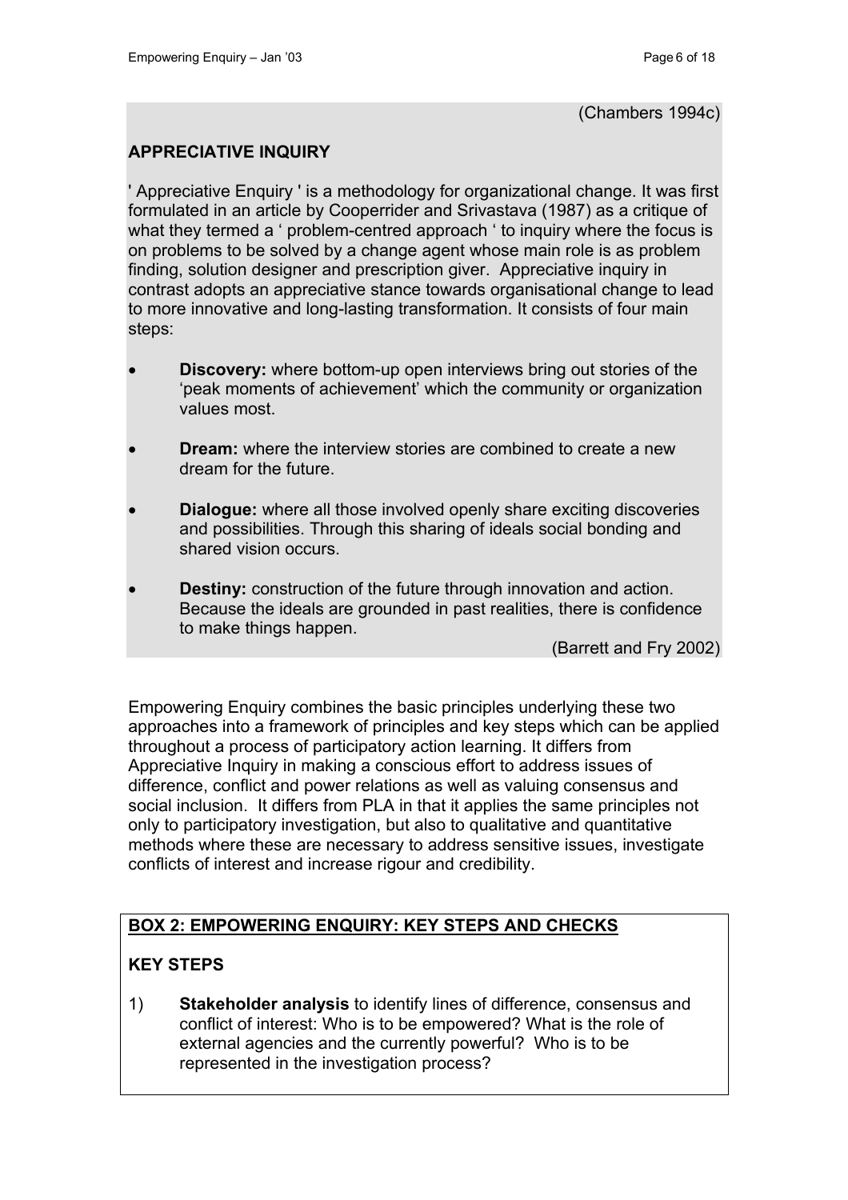(Chambers 1994c)

**APPRECIATIVE INQUIRY**

' Appreciative Enquiry ' is a methodology for organizational change. It was first formulated in an article by Cooperrider and Srivastava (1987) as a critique of what they termed a ' problem-centred approach ' to inquiry where the focus is on problems to be solved by a change agent whose main role is as problem finding, solution designer and prescription giver. Appreciative inquiry in contrast adopts an appreciative stance towards organisational change to lead to more innovative and long-lasting transformation. It consists of four main steps:

- **Discovery:** where bottom-up open interviews bring out stories of the 'peak moments of achievement' which the community or organization values most.
- **Dream:** where the interview stories are combined to create a new dream for the future.
- **Dialogue:** where all those involved openly share exciting discoveries and possibilities. Through this sharing of ideals social bonding and shared vision occurs.
- **Destiny:** construction of the future through innovation and action. Because the ideals are grounded in past realities, there is confidence to make things happen.

(Barrett and Fry 2002)

Empowering Enquiry combines the basic principles underlying these two approaches into a framework of principles and key steps which can be applied throughout a process of participatory action learning. It differs from Appreciative Inquiry in making a conscious effort to address issues of difference, conflict and power relations as well as valuing consensus and social inclusion. It differs from PLA in that it applies the same principles not only to participatory investigation, but also to qualitative and quantitative methods where these are necessary to address sensitive issues, investigate conflicts of interest and increase rigour and credibility.

**BOX 2: EMPOWERING ENQUIRY: KEY STEPS AND CHECKS**

**KEY STEPS**

1) **Stakeholder analysis** to identify lines of difference, consensus and conflict of interest: Who is to be empowered? What is the role of external agencies and the currently powerful? Who is to be represented in the investigation process?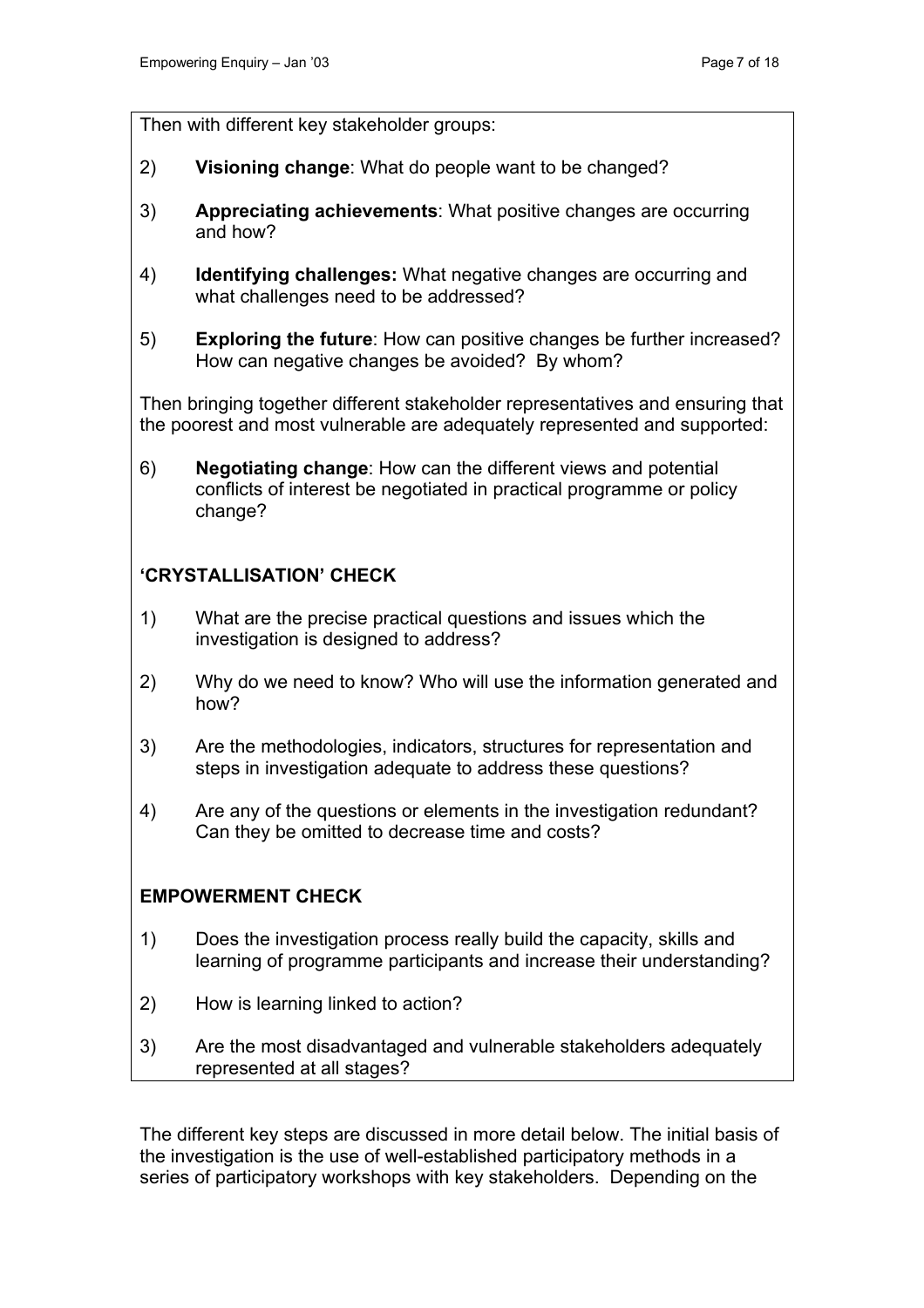Then with different key stakeholder groups:

2) **Visioning change**: What do people want to be changed?

3) **Appreciating achievements**: What positive changes are occurring and how?

4) **Identifying challenges:** What negative changes are occurring and what challenges need to be addressed?

5) **Exploring the future**: How can positive changes be further increased? How can negative changes be avoided? By whom?

Then bringing together different stakeholder representatives and ensuring that the poorest and most vulnerable are adequately represented and supported:

6) **Negotiating change**: How can the different views and potential conflicts of interest be negotiated in practical programme or policy change?

**'CRYSTALLISATION' CHECK**

1) What are the precise practical questions and issues which the investigation is designed to address?

2) Why do we need to know? Who will use the information generated and how?

3) Are the methodologies, indicators, structures for representation and steps in investigation adequate to address these questions?

4) Are any of the questions or elements in the investigation redundant? Can they be omitted to decrease time and costs?

**EMPOWERMENT CHECK**

1) Does the investigation process really build the capacity, skills and learning of programme participants and increase their understanding?

2) How is learning linked to action?

3) Are the most disadvantaged and vulnerable stakeholders adequately represented at all stages?

The different key steps are discussed in more detail below. The initial basis of the investigation is the use of well-established participatory methods in a series of participatory workshops with key stakeholders. Depending on the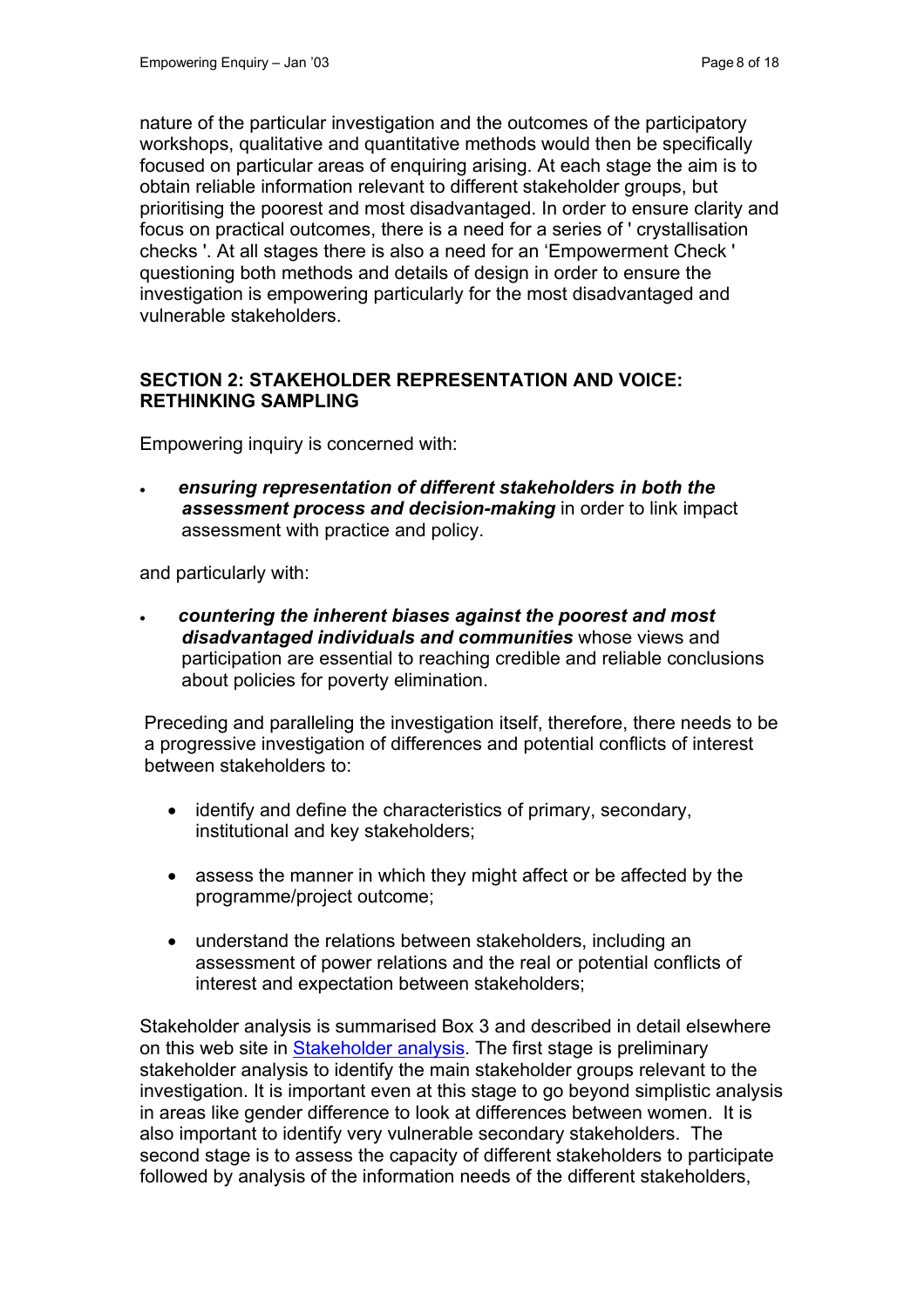nature of the particular investigation and the outcomes of the participatory workshops, qualitative and quantitative methods would then be specifically focused on particular areas of enquiring arising. At each stage the aim is to obtain reliable information relevant to different stakeholder groups, but prioritising the poorest and most disadvantaged. In order to ensure clarity and focus on practical outcomes, there is a need for a series of ' crystallisation checks '. At all stages there is also a need for an 'Empowerment Check ' questioning both methods and details of design in order to ensure the investigation is empowering particularly for the most disadvantaged and vulnerable stakeholders.

## SECTION 2: STAKEHOLDER REPRESENTATION AND VOICE: RETHINKING SAMPLING

Empowering inquiry is concerned with:

- ***ensuring representation of different stakeholders in both the assessment process and decision-making*** in order to link impact assessment with practice and policy.

and particularly with:

- ***countering the inherent biases against the poorest and most disadvantaged individuals and communities*** whose views and participation are essential to reaching credible and reliable conclusions about policies for poverty elimination.

Preceding and paralleling the investigation itself, therefore, there needs to be a progressive investigation of differences and potential conflicts of interest between stakeholders to:

- identify and define the characteristics of primary, secondary, institutional and key stakeholders;
- assess the manner in which they might affect or be affected by the programme/project outcome;
- understand the relations between stakeholders, including an assessment of power relations and the real or potential conflicts of interest and expectation between stakeholders;

Stakeholder analysis is summarised Box 3 and described in detail elsewhere on this web site in Stakeholder analysis. The first stage is preliminary stakeholder analysis to identify the main stakeholder groups relevant to the investigation. It is important even at this stage to go beyond simplistic analysis in areas like gender difference to look at differences between women. It is also important to identify very vulnerable secondary stakeholders. The second stage is to assess the capacity of different stakeholders to participate followed by analysis of the information needs of the different stakeholders,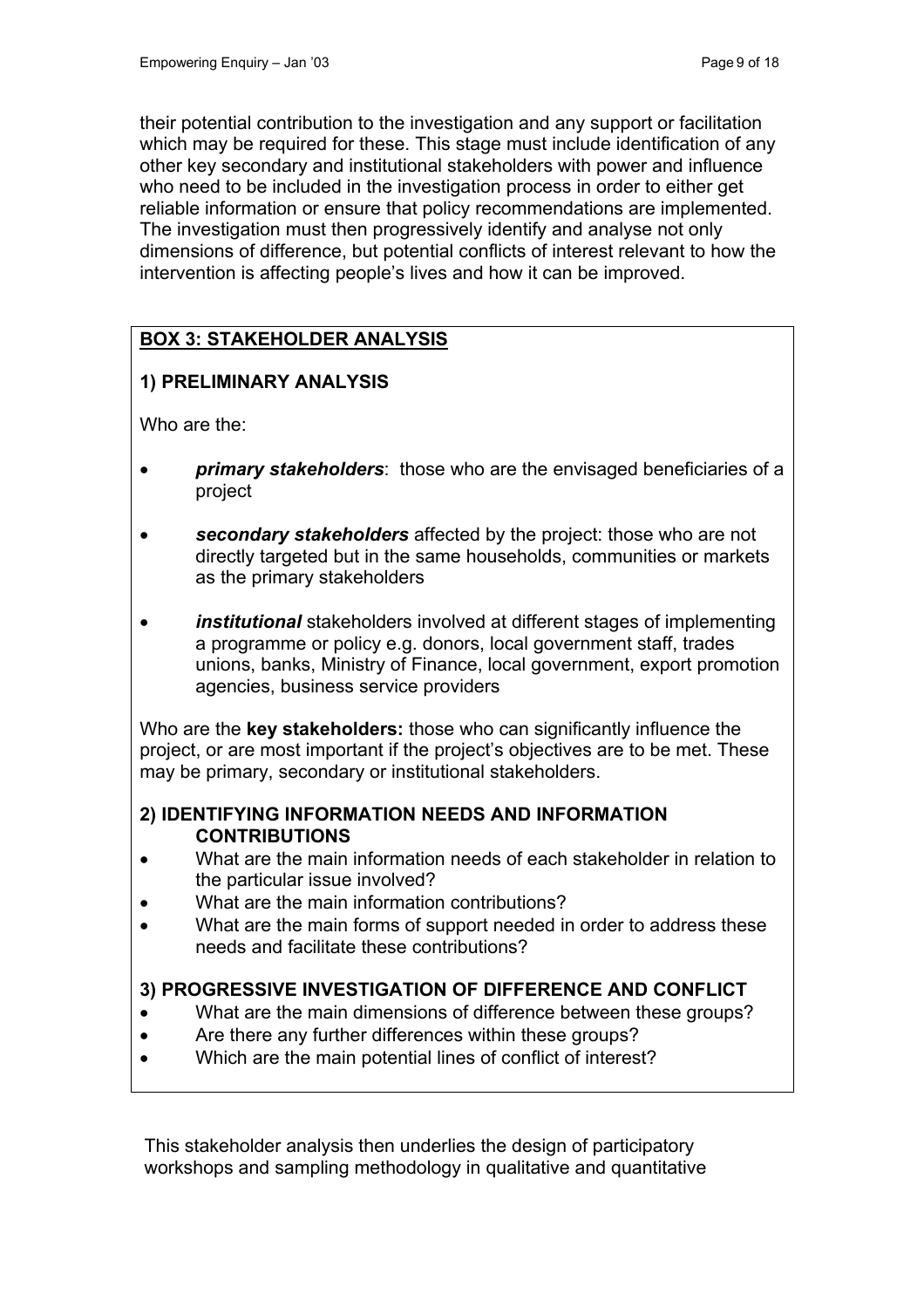their potential contribution to the investigation and any support or facilitation which may be required for these. This stage must include identification of any other key secondary and institutional stakeholders with power and influence who need to be included in the investigation process in order to either get reliable information or ensure that policy recommendations are implemented. The investigation must then progressively identify and analyse not only dimensions of difference, but potential conflicts of interest relevant to how the intervention is affecting people's lives and how it can be improved.

**BOX 3: STAKEHOLDER ANALYSIS**

**1) PRELIMINARY ANALYSIS**

Who are the:

- ***primary stakeholders***: those who are the envisaged beneficiaries of a project
- ***secondary stakeholders*** affected by the project: those who are not directly targeted but in the same households, communities or markets as the primary stakeholders
- ***institutional*** stakeholders involved at different stages of implementing a programme or policy e.g. donors, local government staff, trades unions, banks, Ministry of Finance, local government, export promotion agencies, business service providers

Who are the **key stakeholders:** those who can significantly influence the project, or are most important if the project's objectives are to be met. These may be primary, secondary or institutional stakeholders.

**2) IDENTIFYING INFORMATION NEEDS AND INFORMATION CONTRIBUTIONS**

- What are the main information needs of each stakeholder in relation to the particular issue involved?
- What are the main information contributions?
- What are the main forms of support needed in order to address these needs and facilitate these contributions?

**3) PROGRESSIVE INVESTIGATION OF DIFFERENCE AND CONFLICT**

- What are the main dimensions of difference between these groups?
- Are there any further differences within these groups?
- Which are the main potential lines of conflict of interest?

This stakeholder analysis then underlies the design of participatory workshops and sampling methodology in qualitative and quantitative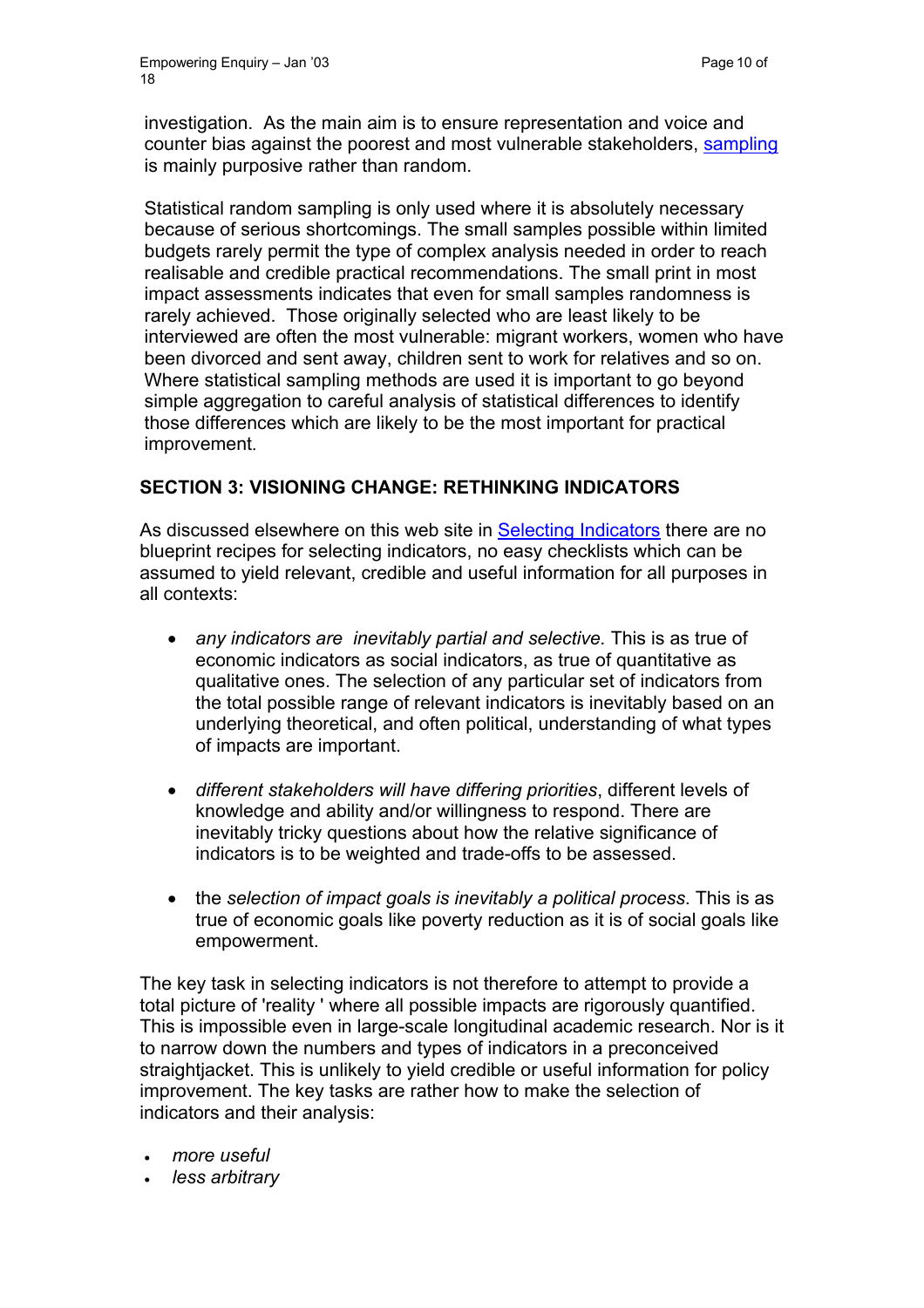investigation. As the main aim is to ensure representation and voice and counter bias against the poorest and most vulnerable stakeholders, sampling is mainly purposive rather than random.

Statistical random sampling is only used where it is absolutely necessary because of serious shortcomings. The small samples possible within limited budgets rarely permit the type of complex analysis needed in order to reach realisable and credible practical recommendations. The small print in most impact assessments indicates that even for small samples randomness is rarely achieved. Those originally selected who are least likely to be interviewed are often the most vulnerable: migrant workers, women who have been divorced and sent away, children sent to work for relatives and so on. Where statistical sampling methods are used it is important to go beyond simple aggregation to careful analysis of statistical differences to identify those differences which are likely to be the most important for practical improvement.

## SECTION 3: VISIONING CHANGE: RETHINKING INDICATORS

As discussed elsewhere on this web site in Selecting Indicators there are no blueprint recipes for selecting indicators, no easy checklists which can be assumed to yield relevant, credible and useful information for all purposes in all contexts:

- *any indicators are inevitably partial and selective.* This is as true of economic indicators as social indicators, as true of quantitative as qualitative ones. The selection of any particular set of indicators from the total possible range of relevant indicators is inevitably based on an underlying theoretical, and often political, understanding of what types of impacts are important.

- *different stakeholders will have differing priorities*, different levels of knowledge and ability and/or willingness to respond. There are inevitably tricky questions about how the relative significance of indicators is to be weighted and trade-offs to be assessed.

- the *selection of impact goals is inevitably a political process*. This is as true of economic goals like poverty reduction as it is of social goals like empowerment.

The key task in selecting indicators is not therefore to attempt to provide a total picture of 'reality ' where all possible impacts are rigorously quantified. This is impossible even in large-scale longitudinal academic research. Nor is it to narrow down the numbers and types of indicators in a preconceived straightjacket. This is unlikely to yield credible or useful information for policy improvement. The key tasks are rather how to make the selection of indicators and their analysis:

- *more useful*
- *less arbitrary*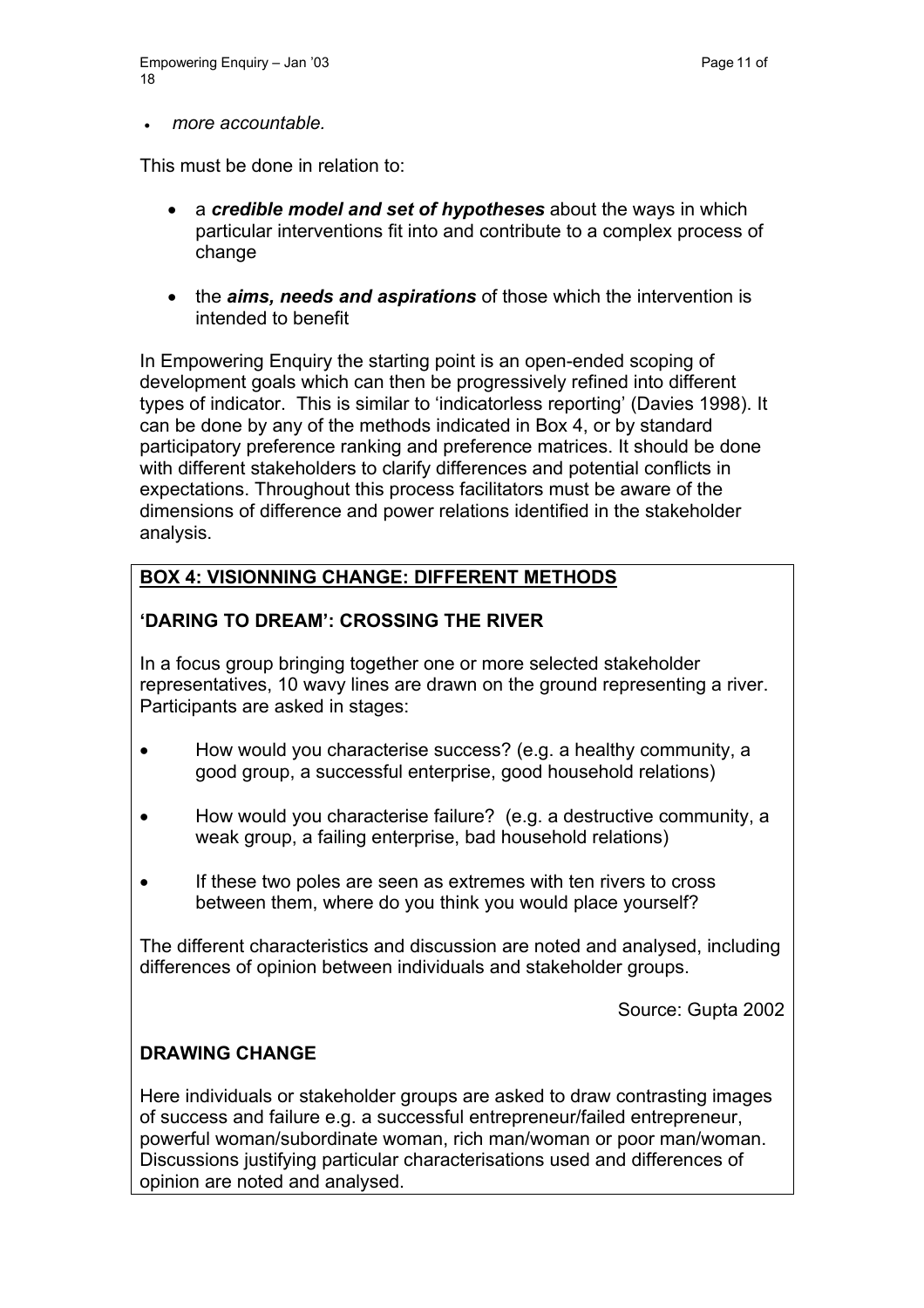- *more accountable.*

This must be done in relation to:

- a ***credible model and set of hypotheses*** about the ways in which particular interventions fit into and contribute to a complex process of change

- the ***aims, needs and aspirations*** of those which the intervention is intended to benefit

In Empowering Enquiry the starting point is an open-ended scoping of development goals which can then be progressively refined into different types of indicator. This is similar to 'indicatorless reporting' (Davies 1998). It can be done by any of the methods indicated in Box 4, or by standard participatory preference ranking and preference matrices. It should be done with different stakeholders to clarify differences and potential conflicts in expectations. Throughout this process facilitators must be aware of the dimensions of difference and power relations identified in the stakeholder analysis.

**BOX 4: VISIONNING CHANGE: DIFFERENT METHODS**

**'DARING TO DREAM': CROSSING THE RIVER**

In a focus group bringing together one or more selected stakeholder representatives, 10 wavy lines are drawn on the ground representing a river. Participants are asked in stages:

- How would you characterise success? (e.g. a healthy community, a good group, a successful enterprise, good household relations)
- How would you characterise failure? (e.g. a destructive community, a weak group, a failing enterprise, bad household relations)
- If these two poles are seen as extremes with ten rivers to cross between them, where do you think you would place yourself?

The different characteristics and discussion are noted and analysed, including differences of opinion between individuals and stakeholder groups.

Source: Gupta 2002

**DRAWING CHANGE**

Here individuals or stakeholder groups are asked to draw contrasting images of success and failure e.g. a successful entrepreneur/failed entrepreneur, powerful woman/subordinate woman, rich man/woman or poor man/woman. Discussions justifying particular characterisations used and differences of opinion are noted and analysed.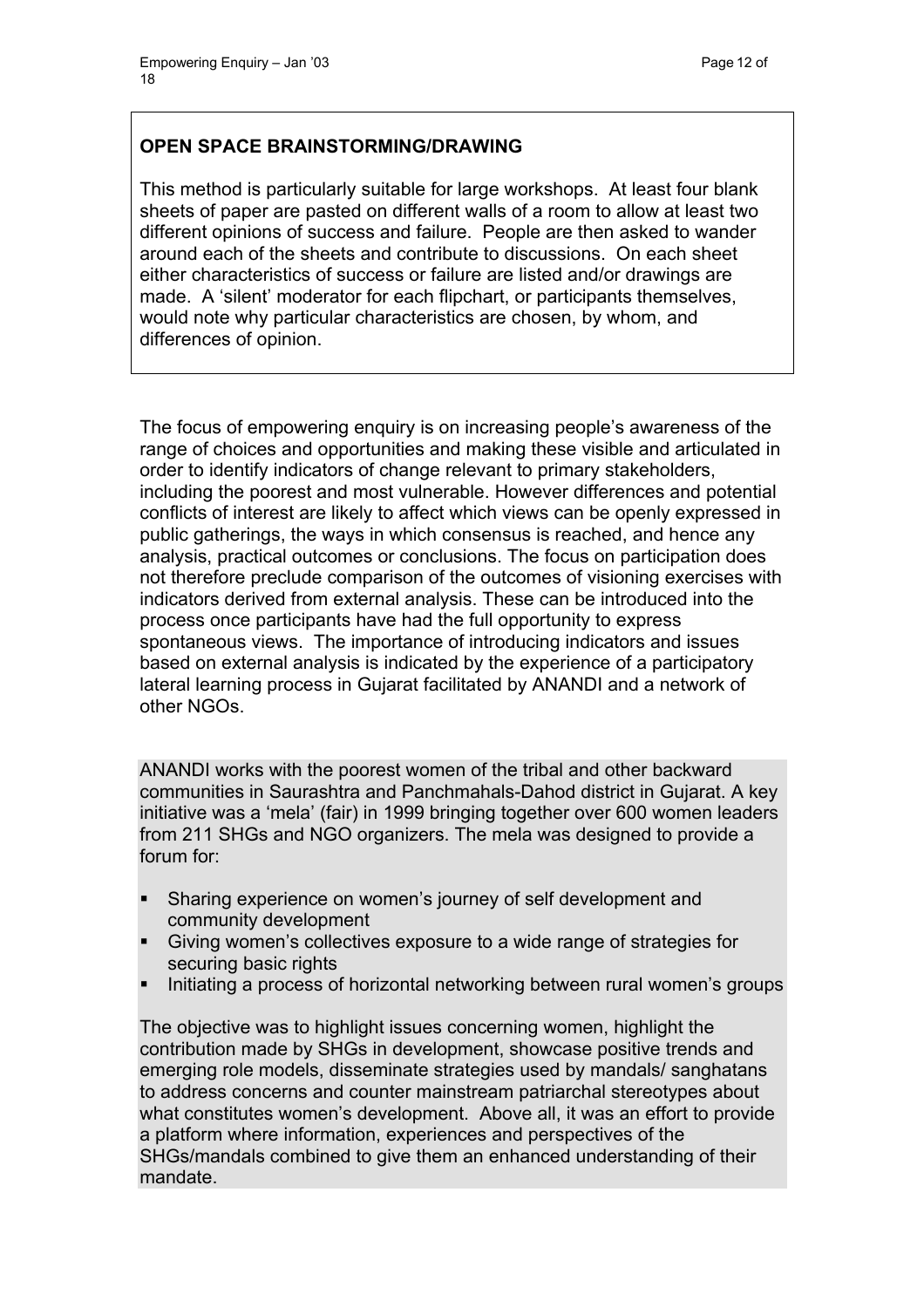**OPEN SPACE BRAINSTORMING/DRAWING**

This method is particularly suitable for large workshops. At least four blank sheets of paper are pasted on different walls of a room to allow at least two different opinions of success and failure. People are then asked to wander around each of the sheets and contribute to discussions. On each sheet either characteristics of success or failure are listed and/or drawings are made. A 'silent' moderator for each flipchart, or participants themselves, would note why particular characteristics are chosen, by whom, and differences of opinion.

The focus of empowering enquiry is on increasing people's awareness of the range of choices and opportunities and making these visible and articulated in order to identify indicators of change relevant to primary stakeholders, including the poorest and most vulnerable. However differences and potential conflicts of interest are likely to affect which views can be openly expressed in public gatherings, the ways in which consensus is reached, and hence any analysis, practical outcomes or conclusions. The focus on participation does not therefore preclude comparison of the outcomes of visioning exercises with indicators derived from external analysis. These can be introduced into the process once participants have had the full opportunity to express spontaneous views. The importance of introducing indicators and issues based on external analysis is indicated by the experience of a participatory lateral learning process in Gujarat facilitated by ANANDI and a network of other NGOs.

ANANDI works with the poorest women of the tribal and other backward communities in Saurashtra and Panchmahals-Dahod district in Gujarat. A key initiative was a 'mela' (fair) in 1999 bringing together over 600 women leaders from 211 SHGs and NGO organizers. The mela was designed to provide a forum for:

- Sharing experience on women's journey of self development and community development
- Giving women's collectives exposure to a wide range of strategies for securing basic rights
- Initiating a process of horizontal networking between rural women's groups

The objective was to highlight issues concerning women, highlight the contribution made by SHGs in development, showcase positive trends and emerging role models, disseminate strategies used by mandals/ sanghatans to address concerns and counter mainstream patriarchal stereotypes about what constitutes women's development. Above all, it was an effort to provide a platform where information, experiences and perspectives of the SHGs/mandals combined to give them an enhanced understanding of their mandate.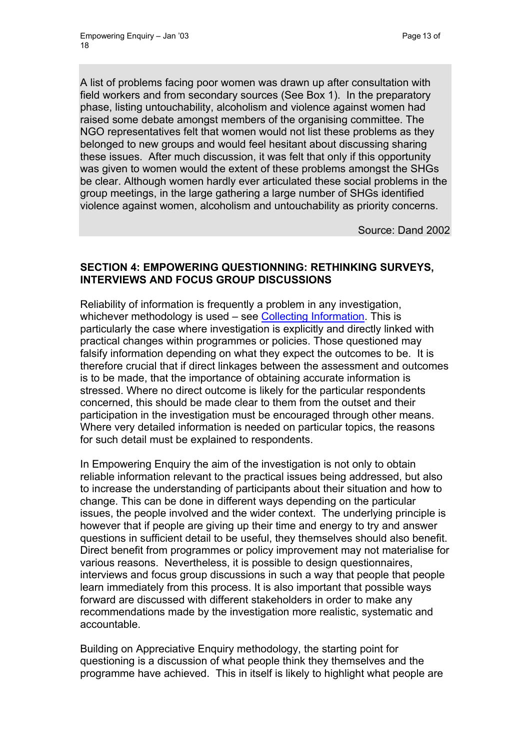A list of problems facing poor women was drawn up after consultation with field workers and from secondary sources (See Box 1). In the preparatory phase, listing untouchability, alcoholism and violence against women had raised some debate amongst members of the organising committee. The NGO representatives felt that women would not list these problems as they belonged to new groups and would feel hesitant about discussing sharing these issues. After much discussion, it was felt that only if this opportunity was given to women would the extent of these problems amongst the SHGs be clear. Although women hardly ever articulated these social problems in the group meetings, in the large gathering a large number of SHGs identified violence against women, alcoholism and untouchability as priority concerns.

Source: Dand 2002

## SECTION 4: EMPOWERING QUESTIONNING: RETHINKING SURVEYS, INTERVIEWS AND FOCUS GROUP DISCUSSIONS

Reliability of information is frequently a problem in any investigation, whichever methodology is used – see Collecting Information. This is particularly the case where investigation is explicitly and directly linked with practical changes within programmes or policies. Those questioned may falsify information depending on what they expect the outcomes to be. It is therefore crucial that if direct linkages between the assessment and outcomes is to be made, that the importance of obtaining accurate information is stressed. Where no direct outcome is likely for the particular respondents concerned, this should be made clear to them from the outset and their participation in the investigation must be encouraged through other means. Where very detailed information is needed on particular topics, the reasons for such detail must be explained to respondents.

In Empowering Enquiry the aim of the investigation is not only to obtain reliable information relevant to the practical issues being addressed, but also to increase the understanding of participants about their situation and how to change. This can be done in different ways depending on the particular issues, the people involved and the wider context. The underlying principle is however that if people are giving up their time and energy to try and answer questions in sufficient detail to be useful, they themselves should also benefit. Direct benefit from programmes or policy improvement may not materialise for various reasons. Nevertheless, it is possible to design questionnaires, interviews and focus group discussions in such a way that people that people learn immediately from this process. It is also important that possible ways forward are discussed with different stakeholders in order to make any recommendations made by the investigation more realistic, systematic and accountable.

Building on Appreciative Enquiry methodology, the starting point for questioning is a discussion of what people think they themselves and the programme have achieved. This in itself is likely to highlight what people are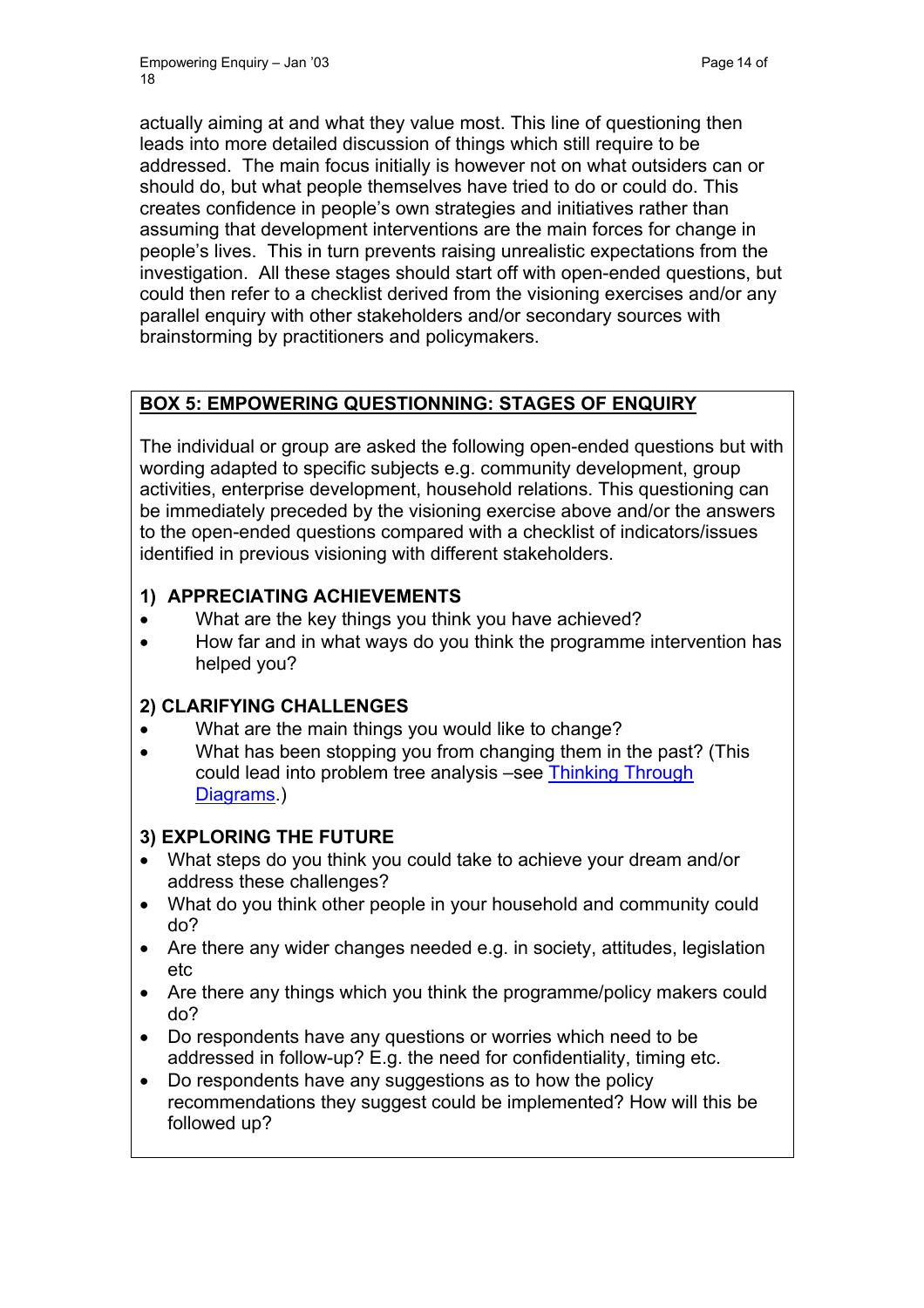actually aiming at and what they value most. This line of questioning then leads into more detailed discussion of things which still require to be addressed. The main focus initially is however not on what outsiders can or should do, but what people themselves have tried to do or could do. This creates confidence in people's own strategies and initiatives rather than assuming that development interventions are the main forces for change in people's lives. This in turn prevents raising unrealistic expectations from the investigation. All these stages should start off with open-ended questions, but could then refer to a checklist derived from the visioning exercises and/or any parallel enquiry with other stakeholders and/or secondary sources with brainstorming by practitioners and policymakers.

**BOX 5: EMPOWERING QUESTIONNING: STAGES OF ENQUIRY**

The individual or group are asked the following open-ended questions but with wording adapted to specific subjects e.g. community development, group activities, enterprise development, household relations. This questioning can be immediately preceded by the visioning exercise above and/or the answers to the open-ended questions compared with a checklist of indicators/issues identified in previous visioning with different stakeholders.

**1) APPRECIATING ACHIEVEMENTS**

- What are the key things you think you have achieved?
- How far and in what ways do you think the programme intervention has helped you?

**2) CLARIFYING CHALLENGES**

- What are the main things you would like to change?
- What has been stopping you from changing them in the past? (This could lead into problem tree analysis –see Thinking Through Diagrams.)

**3) EXPLORING THE FUTURE**

- What steps do you think you could take to achieve your dream and/or address these challenges?
- What do you think other people in your household and community could do?
- Are there any wider changes needed e.g. in society, attitudes, legislation etc
- Are there any things which you think the programme/policy makers could do?
- Do respondents have any questions or worries which need to be addressed in follow-up? E.g. the need for confidentiality, timing etc.
- Do respondents have any suggestions as to how the policy recommendations they suggest could be implemented? How will this be followed up?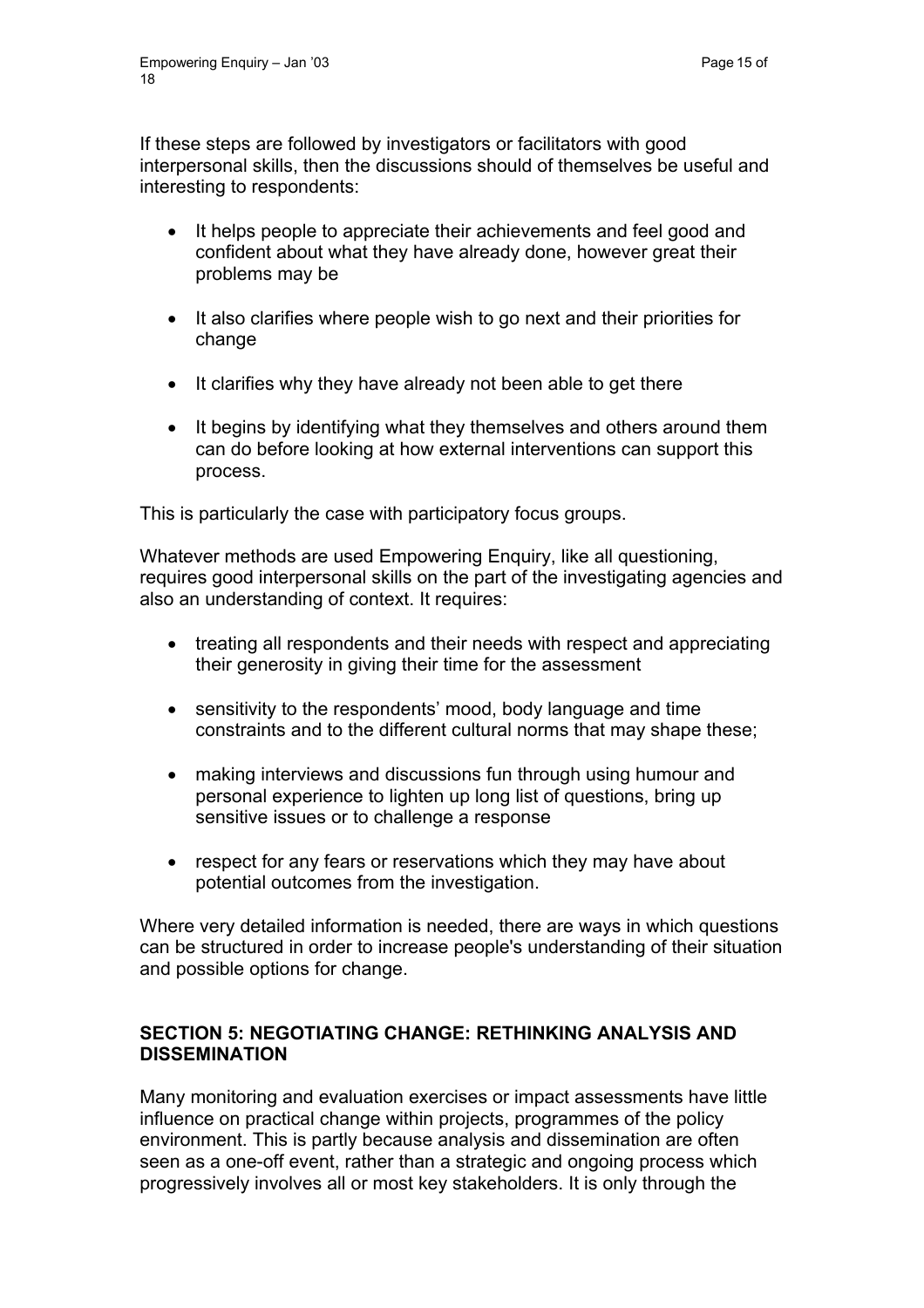If these steps are followed by investigators or facilitators with good interpersonal skills, then the discussions should of themselves be useful and interesting to respondents:

- It helps people to appreciate their achievements and feel good and confident about what they have already done, however great their problems may be
- It also clarifies where people wish to go next and their priorities for change
- It clarifies why they have already not been able to get there
- It begins by identifying what they themselves and others around them can do before looking at how external interventions can support this process.

This is particularly the case with participatory focus groups.

Whatever methods are used Empowering Enquiry, like all questioning, requires good interpersonal skills on the part of the investigating agencies and also an understanding of context. It requires:

- treating all respondents and their needs with respect and appreciating their generosity in giving their time for the assessment
- sensitivity to the respondents' mood, body language and time constraints and to the different cultural norms that may shape these;
- making interviews and discussions fun through using humour and personal experience to lighten up long list of questions, bring up sensitive issues or to challenge a response
- respect for any fears or reservations which they may have about potential outcomes from the investigation.

Where very detailed information is needed, there are ways in which questions can be structured in order to increase people's understanding of their situation and possible options for change.

## SECTION 5: NEGOTIATING CHANGE: RETHINKING ANALYSIS AND DISSEMINATION

Many monitoring and evaluation exercises or impact assessments have little influence on practical change within projects, programmes of the policy environment. This is partly because analysis and dissemination are often seen as a one-off event, rather than a strategic and ongoing process which progressively involves all or most key stakeholders. It is only through the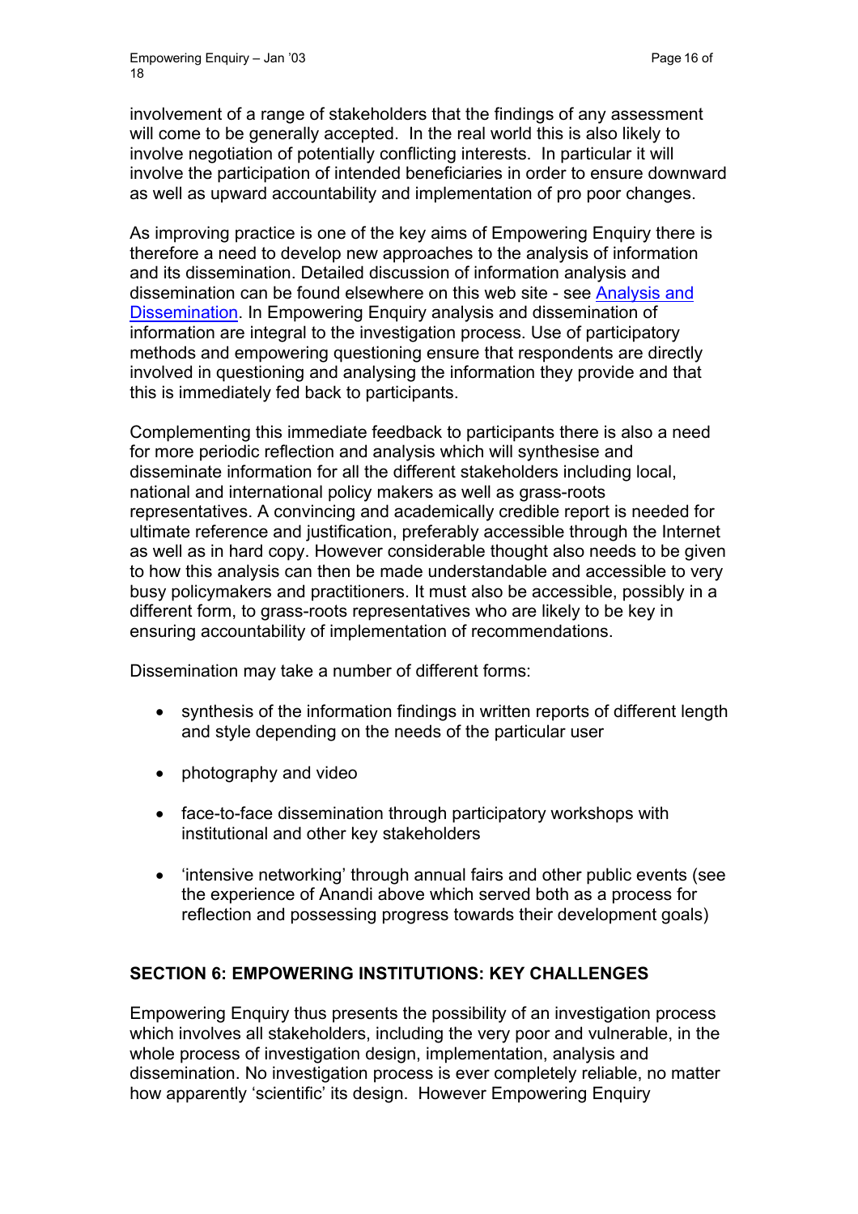involvement of a range of stakeholders that the findings of any assessment will come to be generally accepted. In the real world this is also likely to involve negotiation of potentially conflicting interests. In particular it will involve the participation of intended beneficiaries in order to ensure downward as well as upward accountability and implementation of pro poor changes.

As improving practice is one of the key aims of Empowering Enquiry there is therefore a need to develop new approaches to the analysis of information and its dissemination. Detailed discussion of information analysis and dissemination can be found elsewhere on this web site - see Analysis and Dissemination. In Empowering Enquiry analysis and dissemination of information are integral to the investigation process. Use of participatory methods and empowering questioning ensure that respondents are directly involved in questioning and analysing the information they provide and that this is immediately fed back to participants.

Complementing this immediate feedback to participants there is also a need for more periodic reflection and analysis which will synthesise and disseminate information for all the different stakeholders including local, national and international policy makers as well as grass-roots representatives. A convincing and academically credible report is needed for ultimate reference and justification, preferably accessible through the Internet as well as in hard copy. However considerable thought also needs to be given to how this analysis can then be made understandable and accessible to very busy policymakers and practitioners. It must also be accessible, possibly in a different form, to grass-roots representatives who are likely to be key in ensuring accountability of implementation of recommendations.

Dissemination may take a number of different forms:

- synthesis of the information findings in written reports of different length and style depending on the needs of the particular user
- photography and video
- face-to-face dissemination through participatory workshops with institutional and other key stakeholders
- 'intensive networking' through annual fairs and other public events (see the experience of Anandi above which served both as a process for reflection and possessing progress towards their development goals)

## SECTION 6: EMPOWERING INSTITUTIONS: KEY CHALLENGES

Empowering Enquiry thus presents the possibility of an investigation process which involves all stakeholders, including the very poor and vulnerable, in the whole process of investigation design, implementation, analysis and dissemination. No investigation process is ever completely reliable, no matter how apparently 'scientific' its design. However Empowering Enquiry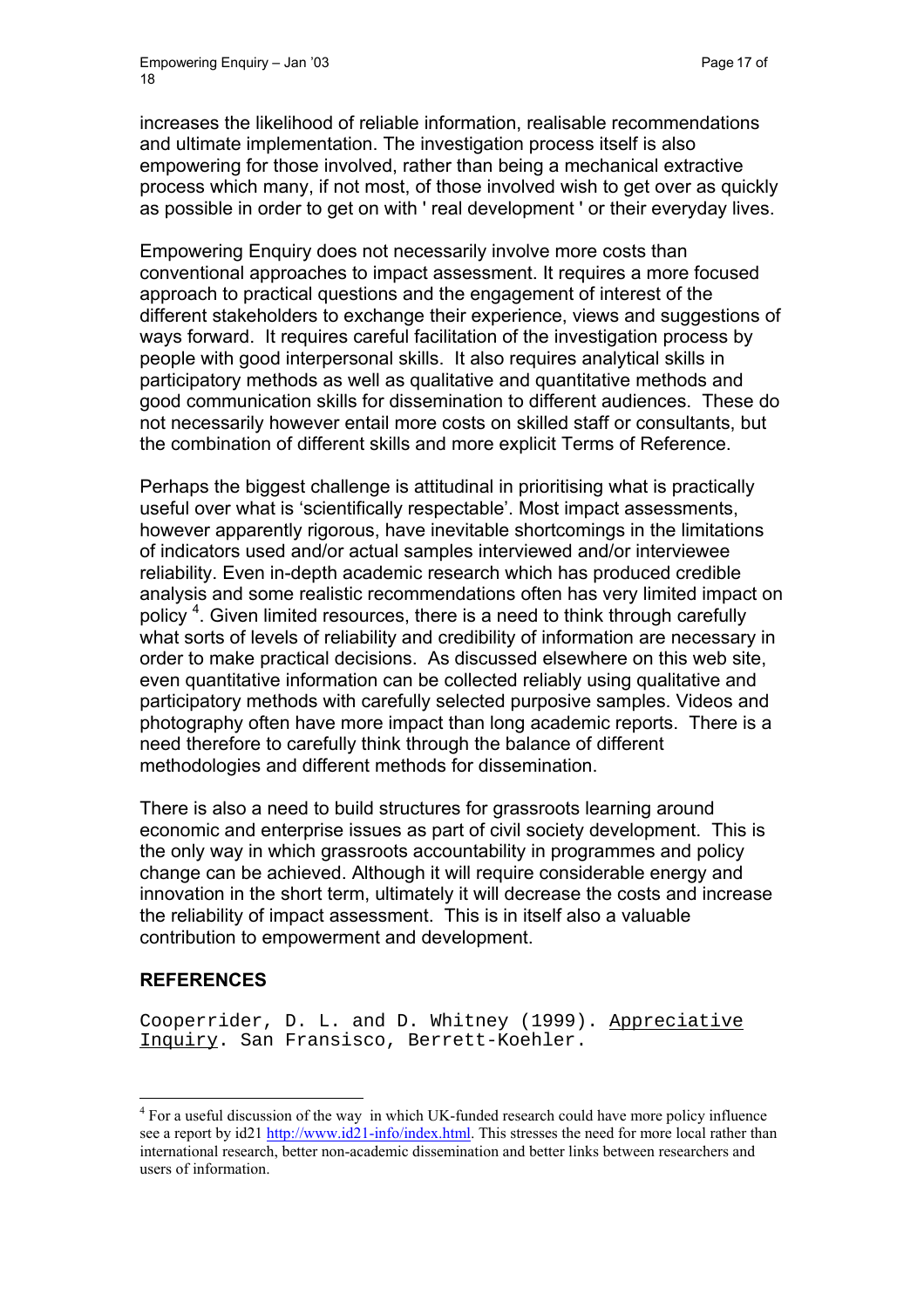increases the likelihood of reliable information, realisable recommendations and ultimate implementation. The investigation process itself is also empowering for those involved, rather than being a mechanical extractive process which many, if not most, of those involved wish to get over as quickly as possible in order to get on with ' real development ' or their everyday lives.

Empowering Enquiry does not necessarily involve more costs than conventional approaches to impact assessment. It requires a more focused approach to practical questions and the engagement of interest of the different stakeholders to exchange their experience, views and suggestions of ways forward. It requires careful facilitation of the investigation process by people with good interpersonal skills. It also requires analytical skills in participatory methods as well as qualitative and quantitative methods and good communication skills for dissemination to different audiences. These do not necessarily however entail more costs on skilled staff or consultants, but the combination of different skills and more explicit Terms of Reference.

Perhaps the biggest challenge is attitudinal in prioritising what is practically useful over what is 'scientifically respectable'. Most impact assessments, however apparently rigorous, have inevitable shortcomings in the limitations of indicators used and/or actual samples interviewed and/or interviewee reliability. Even in-depth academic research which has produced credible analysis and some realistic recommendations often has very limited impact on policy [4]. Given limited resources, there is a need to think through carefully what sorts of levels of reliability and credibility of information are necessary in order to make practical decisions. As discussed elsewhere on this web site, even quantitative information can be collected reliably using qualitative and participatory methods with carefully selected purposive samples. Videos and photography often have more impact than long academic reports. There is a need therefore to carefully think through the balance of different methodologies and different methods for dissemination.

There is also a need to build structures for grassroots learning around economic and enterprise issues as part of civil society development. This is the only way in which grassroots accountability in programmes and policy change can be achieved. Although it will require considerable energy and innovation in the short term, ultimately it will decrease the costs and increase the reliability of impact assessment. This is in itself also a valuable contribution to empowerment and development.

## REFERENCES

Cooperrider, D. L. and D. Whitney (1999). Appreciative Inquiry. San Fransisco, Berrett-Koehler.

[4] For a useful discussion of the way in which UK-funded research could have more policy influence see a report by id21 http://www.id21-info/index.html. This stresses the need for more local rather than international research, better non-academic dissemination and better links between researchers and users of information.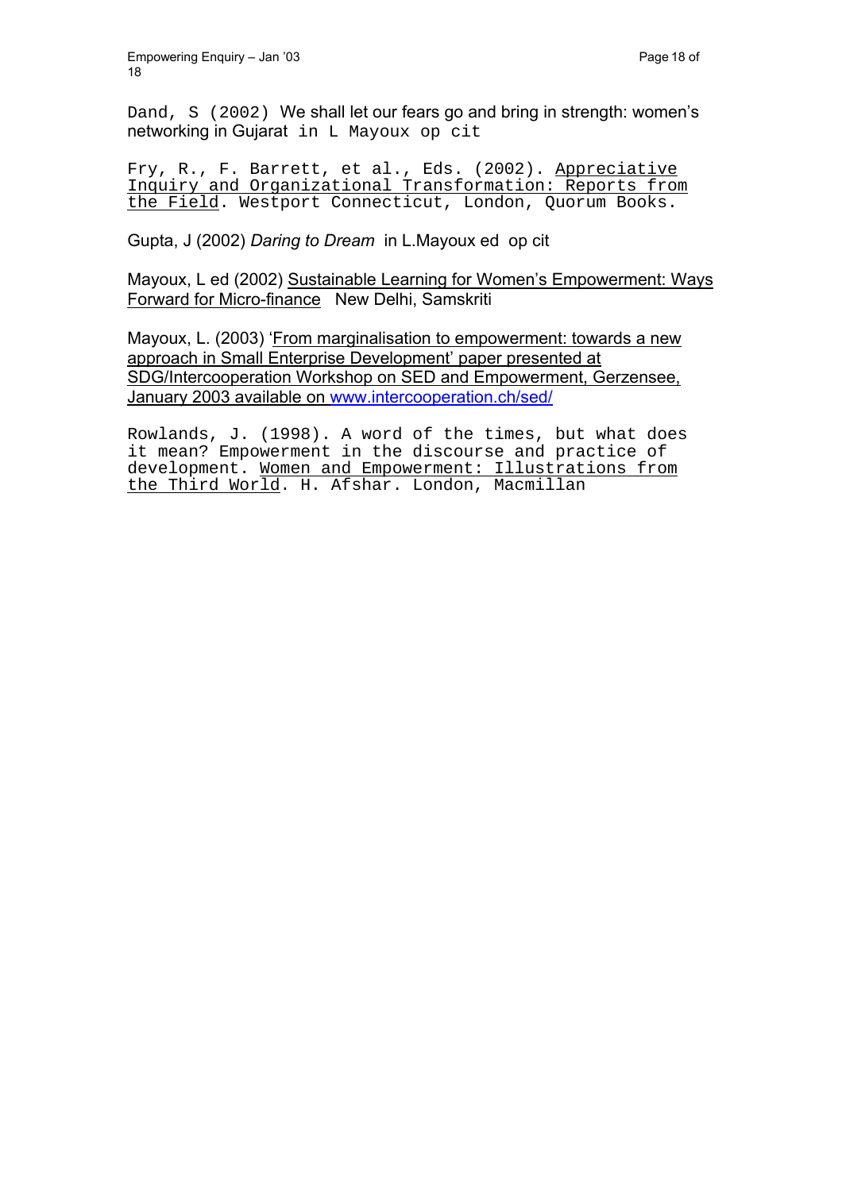Dand, S (2002) We shall let our fears go and bring in strength: women's networking in Gujarat in L Mayoux op cit

Fry, R., F. Barrett, et al., Eds. (2002). Appreciative Inquiry and Organizational Transformation: Reports from the Field. Westport Connecticut, London, Quorum Books.

Gupta, J (2002) *Daring to Dream* in L.Mayoux ed op cit

Mayoux, L ed (2002) Sustainable Learning for Women's Empowerment: Ways Forward for Micro-finance New Delhi, Samskriti

Mayoux, L. (2003) 'From marginalisation to empowerment: towards a new approach in Small Enterprise Development' paper presented at SDG/Intercooperation Workshop on SED and Empowerment, Gerzensee, January 2003 available on www.intercooperation.ch/sed/

Rowlands, J. (1998). A word of the times, but what does it mean? Empowerment in the discourse and practice of development. Women and Empowerment: Illustrations from the Third World. H. Afshar. London, Macmillan